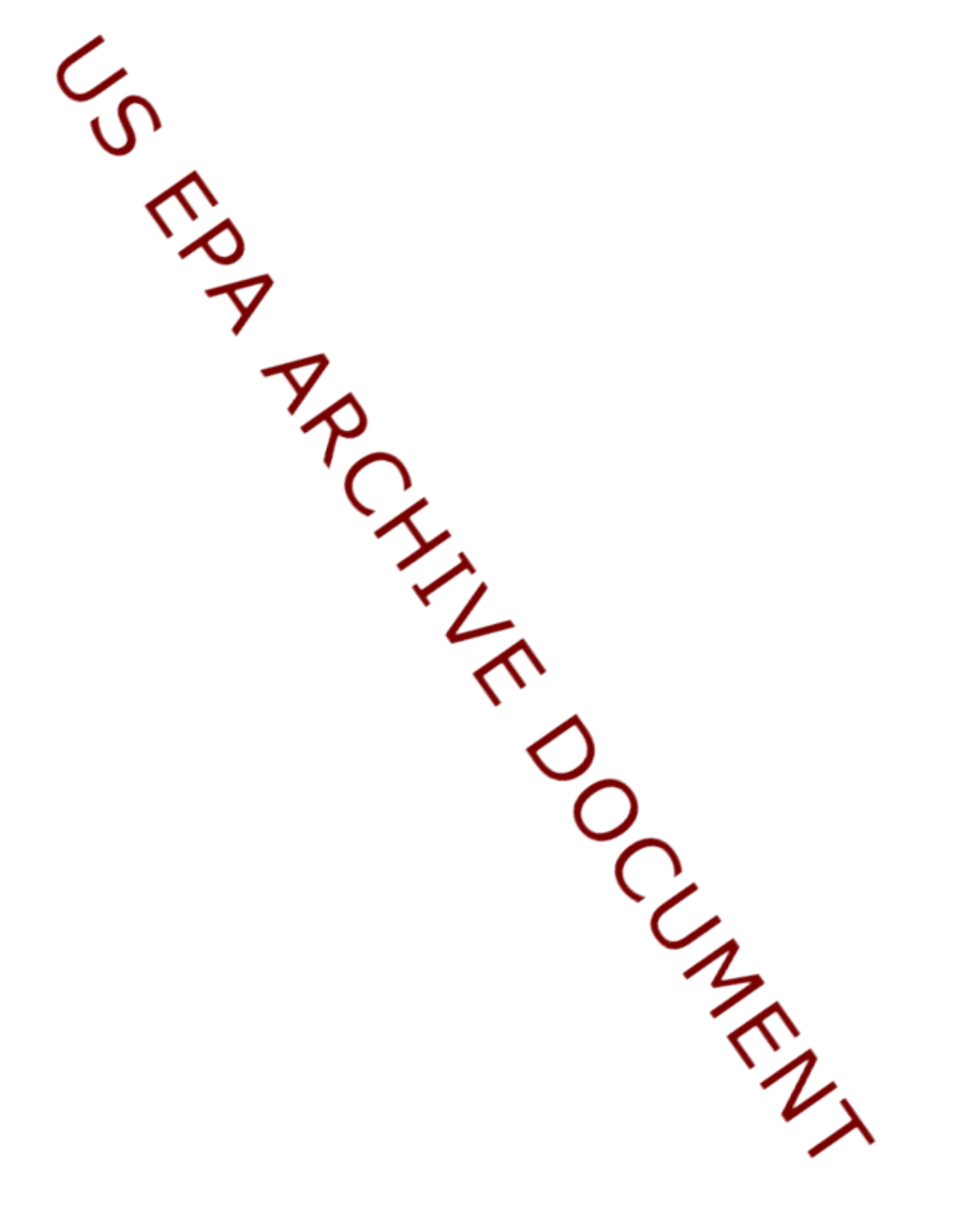US EPA ARCHIVE DOCUMENT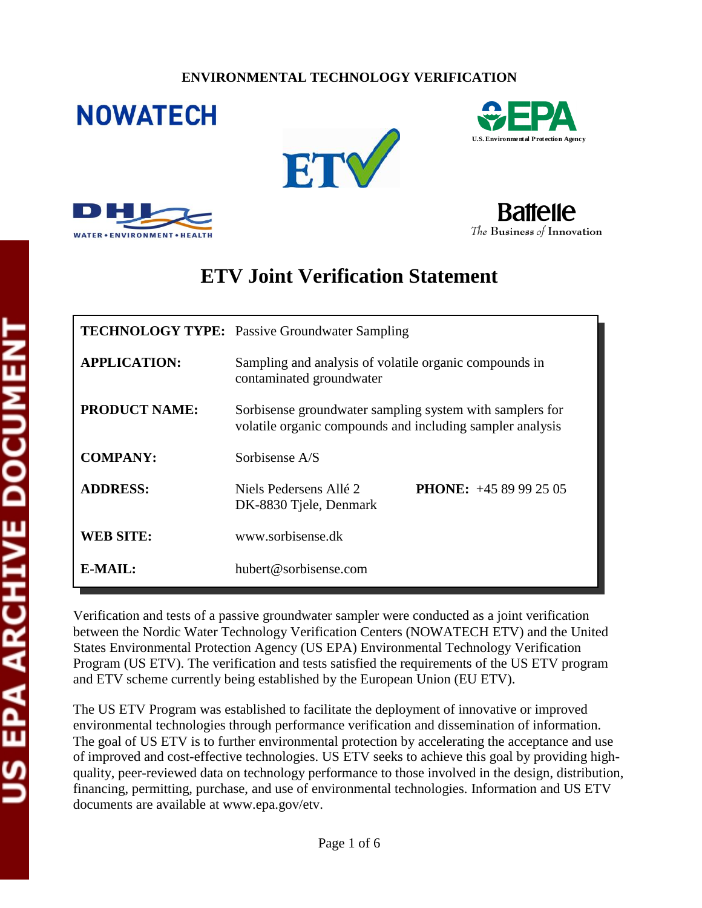ENVIRONMENTAL TECHNOLOGY VERIFICATION

# ETV Joint Verification Statement

| | |
|---|---|
| **TECHNOLOGY TYPE:** | Passive Groundwater Sampling |
| **APPLICATION:** | Sampling and analysis of volatile organic compounds in contaminated groundwater |
| **PRODUCT NAME:** | Sorbisense groundwater sampling system with samplers for volatile organic compounds and including sampler analysis |
| **COMPANY:** | Sorbisense A/S |
| **ADDRESS:** | Niels Pedersens Allé 2<br>DK-8830 Tjele, Denmark<br>**PHONE:** +45 89 99 25 05 |
| **WEB SITE:** | www.sorbisense.dk |
| **E-MAIL:** | hubert@sorbisense.com |

Verification and tests of a passive groundwater sampler were conducted as a joint verification between the Nordic Water Technology Verification Centers (NOWATECH ETV) and the United States Environmental Protection Agency (US EPA) Environmental Technology Verification Program (US ETV). The verification and tests satisfied the requirements of the US ETV program and ETV scheme currently being established by the European Union (EU ETV).

The US ETV Program was established to facilitate the deployment of innovative or improved environmental technologies through performance verification and dissemination of information. The goal of US ETV is to further environmental protection by accelerating the acceptance and use of improved and cost-effective technologies. US ETV seeks to achieve this goal by providing high-quality, peer-reviewed data on technology performance to those involved in the design, distribution, financing, permitting, purchase, and use of environmental technologies. Information and US ETV documents are available at www.epa.gov/etv.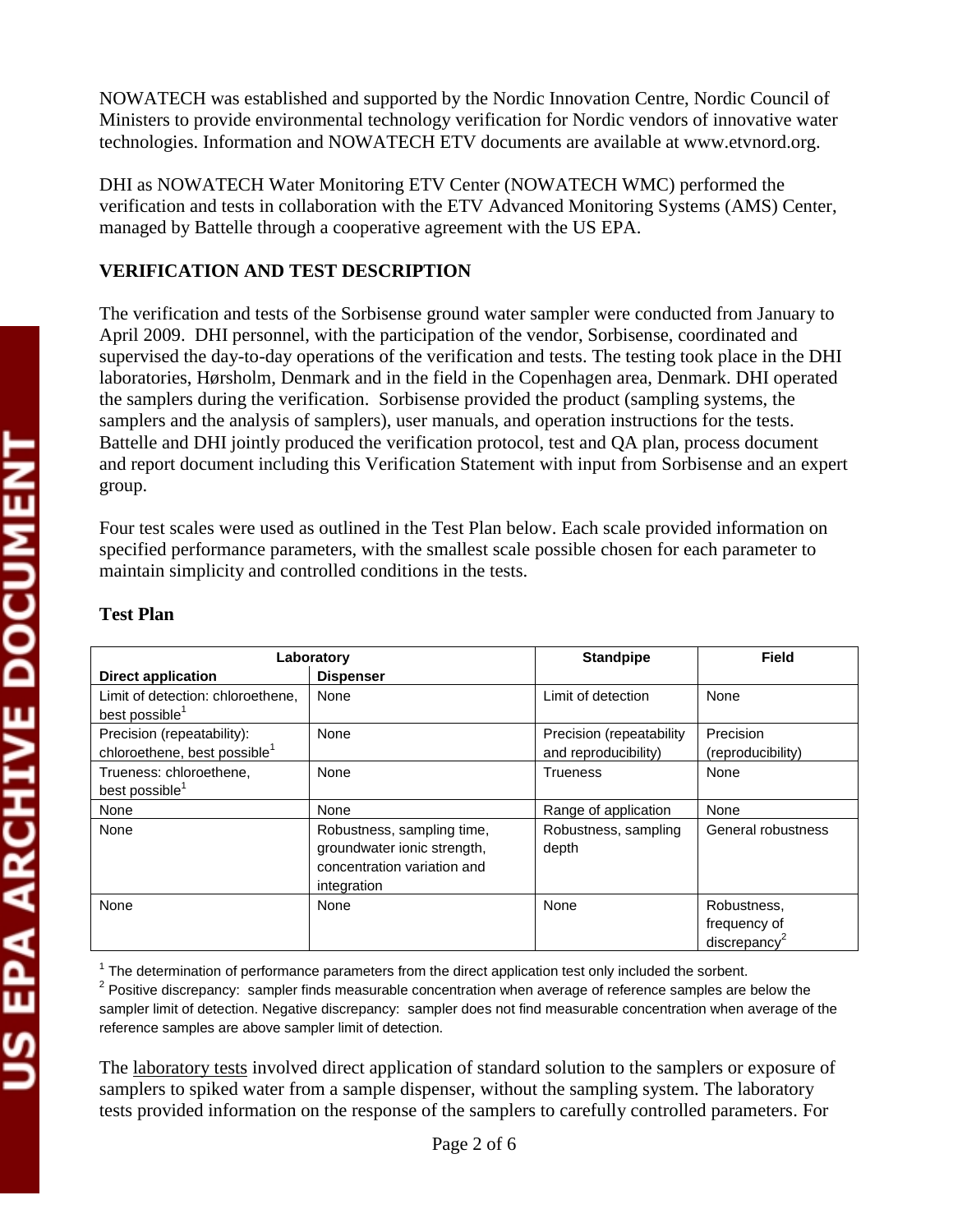NOWATECH was established and supported by the Nordic Innovation Centre, Nordic Council of Ministers to provide environmental technology verification for Nordic vendors of innovative water technologies. Information and NOWATECH ETV documents are available at www.etvnord.org.

DHI as NOWATECH Water Monitoring ETV Center (NOWATECH WMC) performed the verification and tests in collaboration with the ETV Advanced Monitoring Systems (AMS) Center, managed by Battelle through a cooperative agreement with the US EPA.

## VERIFICATION AND TEST DESCRIPTION

The verification and tests of the Sorbisense ground water sampler were conducted from January to April 2009. DHI personnel, with the participation of the vendor, Sorbisense, coordinated and supervised the day-to-day operations of the verification and tests. The testing took place in the DHI laboratories, Hørsholm, Denmark and in the field in the Copenhagen area, Denmark. DHI operated the samplers during the verification. Sorbisense provided the product (sampling systems, the samplers and the analysis of samplers), user manuals, and operation instructions for the tests. Battelle and DHI jointly produced the verification protocol, test and QA plan, process document and report document including this Verification Statement with input from Sorbisense and an expert group.

Four test scales were used as outlined in the Test Plan below. Each scale provided information on specified performance parameters, with the smallest scale possible chosen for each parameter to maintain simplicity and controlled conditions in the tests.

### Test Plan

| Laboratory | | Standpipe | Field |
|---|---|---|---|
| **Direct application** | **Dispenser** | | |
| Limit of detection: chloroethene, best possible[1] | None | Limit of detection | None |
| Precision (repeatability): chloroethene, best possible[1] | None | Precision (repeatability and reproducibility) | Precision (reproducibility) |
| Trueness: chloroethene, best possible[1] | None | Trueness | None |
| None | None | Range of application | None |
| None | Robustness, sampling time, groundwater ionic strength, concentration variation and integration | Robustness, sampling depth | General robustness |
| None | None | None | Robustness, frequency of discrepancy[2] |

[1] The determination of performance parameters from the direct application test only included the sorbent.
[2] Positive discrepancy: sampler finds measurable concentration when average of reference samples are below the sampler limit of detection. Negative discrepancy: sampler does not find measurable concentration when average of the reference samples are above sampler limit of detection.

The laboratory tests involved direct application of standard solution to the samplers or exposure of samplers to spiked water from a sample dispenser, without the sampling system. The laboratory tests provided information on the response of the samplers to carefully controlled parameters. For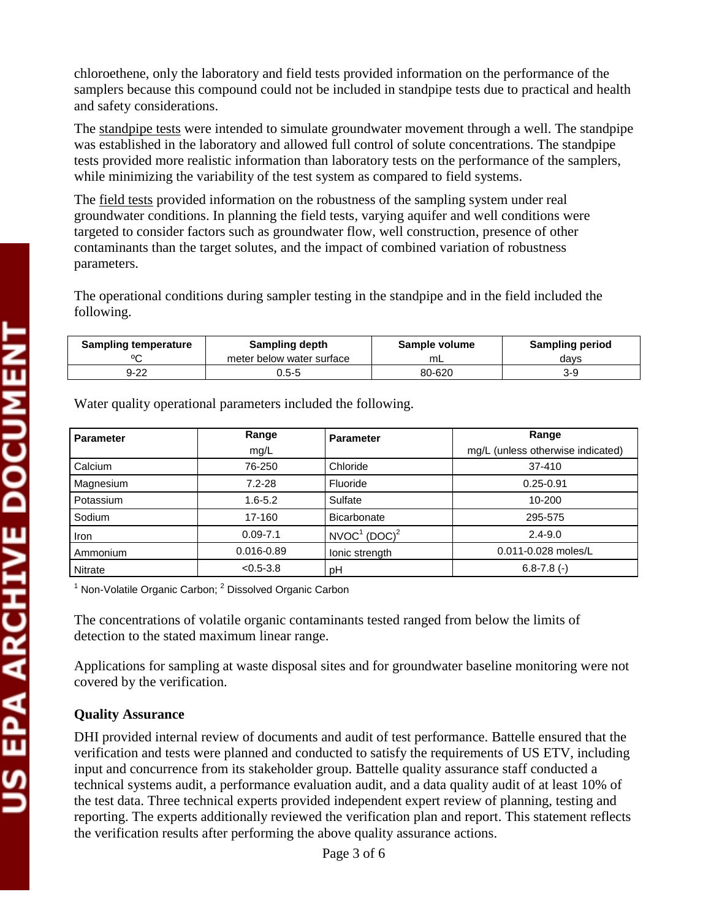chloroethene, only the laboratory and field tests provided information on the performance of the samplers because this compound could not be included in standpipe tests due to practical and health and safety considerations.

The standpipe tests were intended to simulate groundwater movement through a well. The standpipe was established in the laboratory and allowed full control of solute concentrations. The standpipe tests provided more realistic information than laboratory tests on the performance of the samplers, while minimizing the variability of the test system as compared to field systems.

The field tests provided information on the robustness of the sampling system under real groundwater conditions. In planning the field tests, varying aquifer and well conditions were targeted to consider factors such as groundwater flow, well construction, presence of other contaminants than the target solutes, and the impact of combined variation of robustness parameters.

The operational conditions during sampler testing in the standpipe and in the field included the following.

| Sampling temperature ºC | Sampling depth meter below water surface | Sample volume mL | Sampling period days |
|---|---|---|---|
| 9-22 | 0.5-5 | 80-620 | 3-9 |

Water quality operational parameters included the following.

| Parameter | Range mg/L | Parameter | Range mg/L (unless otherwise indicated) |
|---|---|---|---|
| Calcium | 76-250 | Chloride | 37-410 |
| Magnesium | 7.2-28 | Fluoride | 0.25-0.91 |
| Potassium | 1.6-5.2 | Sulfate | 10-200 |
| Sodium | 17-160 | Bicarbonate | 295-575 |
| Iron | 0.09-7.1 | NVOC[1] (DOC)[2] | 2.4-9.0 |
| Ammonium | 0.016-0.89 | Ionic strength | 0.011-0.028 moles/L |
| Nitrate | <0.5-3.8 | pH | 6.8-7.8 (-) |

[1] Non-Volatile Organic Carbon; [2] Dissolved Organic Carbon

The concentrations of volatile organic contaminants tested ranged from below the limits of detection to the stated maximum linear range.

Applications for sampling at waste disposal sites and for groundwater baseline monitoring were not covered by the verification.

**Quality Assurance**

DHI provided internal review of documents and audit of test performance. Battelle ensured that the verification and tests were planned and conducted to satisfy the requirements of US ETV, including input and concurrence from its stakeholder group. Battelle quality assurance staff conducted a technical systems audit, a performance evaluation audit, and a data quality audit of at least 10% of the test data. Three technical experts provided independent expert review of planning, testing and reporting. The experts additionally reviewed the verification plan and report. This statement reflects the verification results after performing the above quality assurance actions.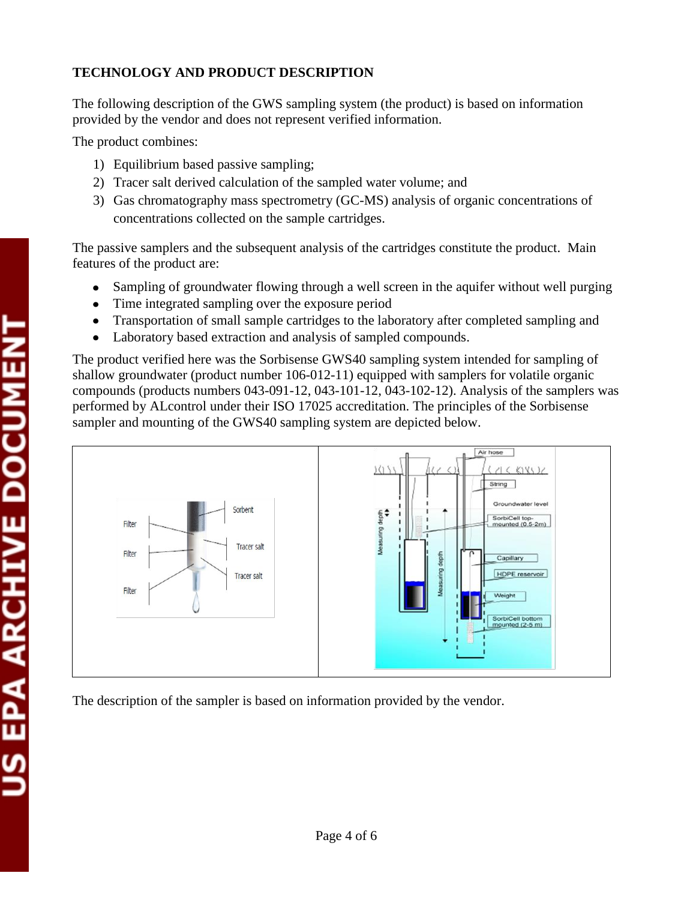**TECHNOLOGY AND PRODUCT DESCRIPTION**

The following description of the GWS sampling system (the product) is based on information provided by the vendor and does not represent verified information.

The product combines:

1) Equilibrium based passive sampling;
2) Tracer salt derived calculation of the sampled water volume; and
3) Gas chromatography mass spectrometry (GC-MS) analysis of organic concentrations of concentrations collected on the sample cartridges.

The passive samplers and the subsequent analysis of the cartridges constitute the product. Main features of the product are:

- Sampling of groundwater flowing through a well screen in the aquifer without well purging
- Time integrated sampling over the exposure period
- Transportation of small sample cartridges to the laboratory after completed sampling and
- Laboratory based extraction and analysis of sampled compounds.

The product verified here was the Sorbisense GWS40 sampling system intended for sampling of shallow groundwater (product number 106-012-11) equipped with samplers for volatile organic compounds (products numbers 043-091-12, 043-101-12, 043-102-12). Analysis of the samplers was performed by ALcontrol under their ISO 17025 accreditation. The principles of the Sorbisense sampler and mounting of the GWS40 sampling system are depicted below.

The description of the sampler is based on information provided by the vendor.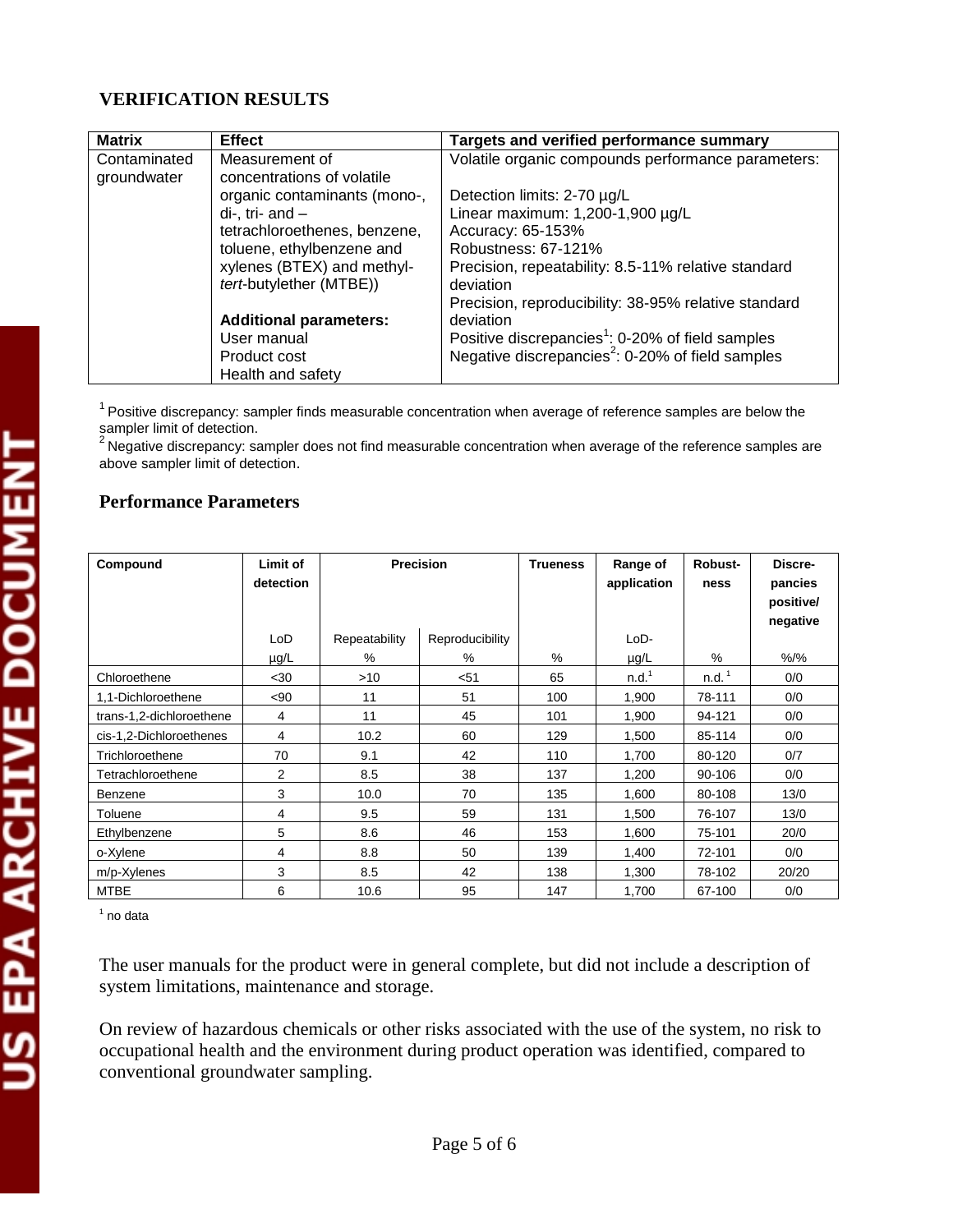## VERIFICATION RESULTS

| Matrix | Effect | Targets and verified performance summary |
|---|---|---|
| Contaminated groundwater | Measurement of concentrations of volatile organic contaminants (mono-, di-, tri- and – tetrachloroethenes, benzene, toluene, ethylbenzene and xylenes (BTEX) and methyl-*tert*-butylether (MTBE))<br><br>**Additional parameters:**<br>User manual<br>Product cost<br>Health and safety | Volatile organic compounds performance parameters:<br><br>Detection limits: 2-70 µg/L<br>Linear maximum: 1,200-1,900 µg/L<br>Accuracy: 65-153%<br>Robustness: 67-121%<br>Precision, repeatability: 8.5-11% relative standard deviation<br>Precision, reproducibility: 38-95% relative standard deviation<br>Positive discrepancies[1]: 0-20% of field samples<br>Negative discrepancies[2]: 0-20% of field samples |

[1] Positive discrepancy: sampler finds measurable concentration when average of reference samples are below the sampler limit of detection.
[2] Negative discrepancy: sampler does not find measurable concentration when average of the reference samples are above sampler limit of detection.

## Performance Parameters

| Compound | Limit of detection | Precision | | Trueness | Range of application | Robust-ness | Discre-pancies positive/ negative |
|---|---|---|---|---|---|---|---|
| | LoD | Repeatability | Reproducibility | | LoD- | | |
| | µg/L | % | % | % | µg/L | % | %/% |
| Chloroethene | <30 | >10 | <51 | 65 | n.d.[1] | n.d.[1] | 0/0 |
| 1,1-Dichloroethene | <90 | 11 | 51 | 100 | 1,900 | 78-111 | 0/0 |
| trans-1,2-dichloroethene | 4 | 11 | 45 | 101 | 1,900 | 94-121 | 0/0 |
| cis-1,2-Dichloroethenes | 4 | 10.2 | 60 | 129 | 1,500 | 85-114 | 0/0 |
| Trichloroethene | 70 | 9.1 | 42 | 110 | 1,700 | 80-120 | 0/7 |
| Tetrachloroethene | 2 | 8.5 | 38 | 137 | 1,200 | 90-106 | 0/0 |
| Benzene | 3 | 10.0 | 70 | 135 | 1,600 | 80-108 | 13/0 |
| Toluene | 4 | 9.5 | 59 | 131 | 1,500 | 76-107 | 13/0 |
| Ethylbenzene | 5 | 8.6 | 46 | 153 | 1,600 | 75-101 | 20/0 |
| o-Xylene | 4 | 8.8 | 50 | 139 | 1,400 | 72-101 | 0/0 |
| m/p-Xylenes | 3 | 8.5 | 42 | 138 | 1,300 | 78-102 | 20/20 |
| MTBE | 6 | 10.6 | 95 | 147 | 1,700 | 67-100 | 0/0 |

[1] no data

The user manuals for the product were in general complete, but did not include a description of system limitations, maintenance and storage.

On review of hazardous chemicals or other risks associated with the use of the system, no risk to occupational health and the environment during product operation was identified, compared to conventional groundwater sampling.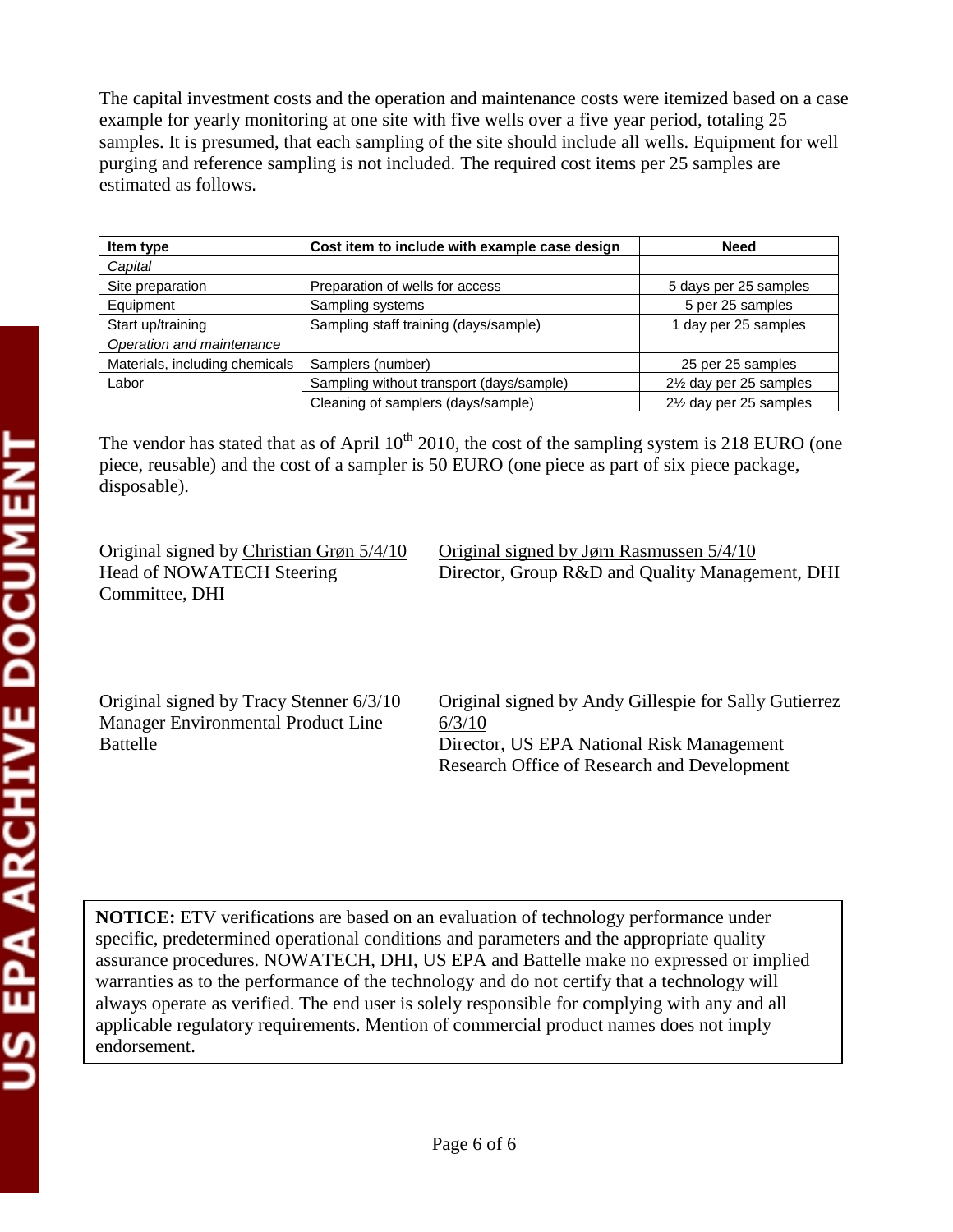The capital investment costs and the operation and maintenance costs were itemized based on a case example for yearly monitoring at one site with five wells over a five year period, totaling 25 samples. It is presumed, that each sampling of the site should include all wells. Equipment for well purging and reference sampling is not included. The required cost items per 25 samples are estimated as follows.

| Item type | Cost item to include with example case design | Need |
|---|---|---|
| *Capital* | | |
| Site preparation | Preparation of wells for access | 5 days per 25 samples |
| Equipment | Sampling systems | 5 per 25 samples |
| Start up/training | Sampling staff training (days/sample) | 1 day per 25 samples |
| *Operation and maintenance* | | |
| Materials, including chemicals | Samplers (number) | 25 per 25 samples |
| Labor | Sampling without transport (days/sample) | 2½ day per 25 samples |
| | Cleaning of samplers (days/sample) | 2½ day per 25 samples |

The vendor has stated that as of April 10th 2010, the cost of the sampling system is 218 EURO (one piece, reusable) and the cost of a sampler is 50 EURO (one piece as part of six piece package, disposable).

Original signed by Christian Grøn 5/4/10
Head of NOWATECH Steering Committee, DHI

Original signed by Jørn Rasmussen 5/4/10
Director, Group R&D and Quality Management, DHI

Original signed by Tracy Stenner 6/3/10
Manager Environmental Product Line
Battelle

Original signed by Andy Gillespie for Sally Gutierrez 6/3/10
Director, US EPA National Risk Management Research Office of Research and Development

**NOTICE:** ETV verifications are based on an evaluation of technology performance under specific, predetermined operational conditions and parameters and the appropriate quality assurance procedures. NOWATECH, DHI, US EPA and Battelle make no expressed or implied warranties as to the performance of the technology and do not certify that a technology will always operate as verified. The end user is solely responsible for complying with any and all applicable regulatory requirements. Mention of commercial product names does not imply endorsement.